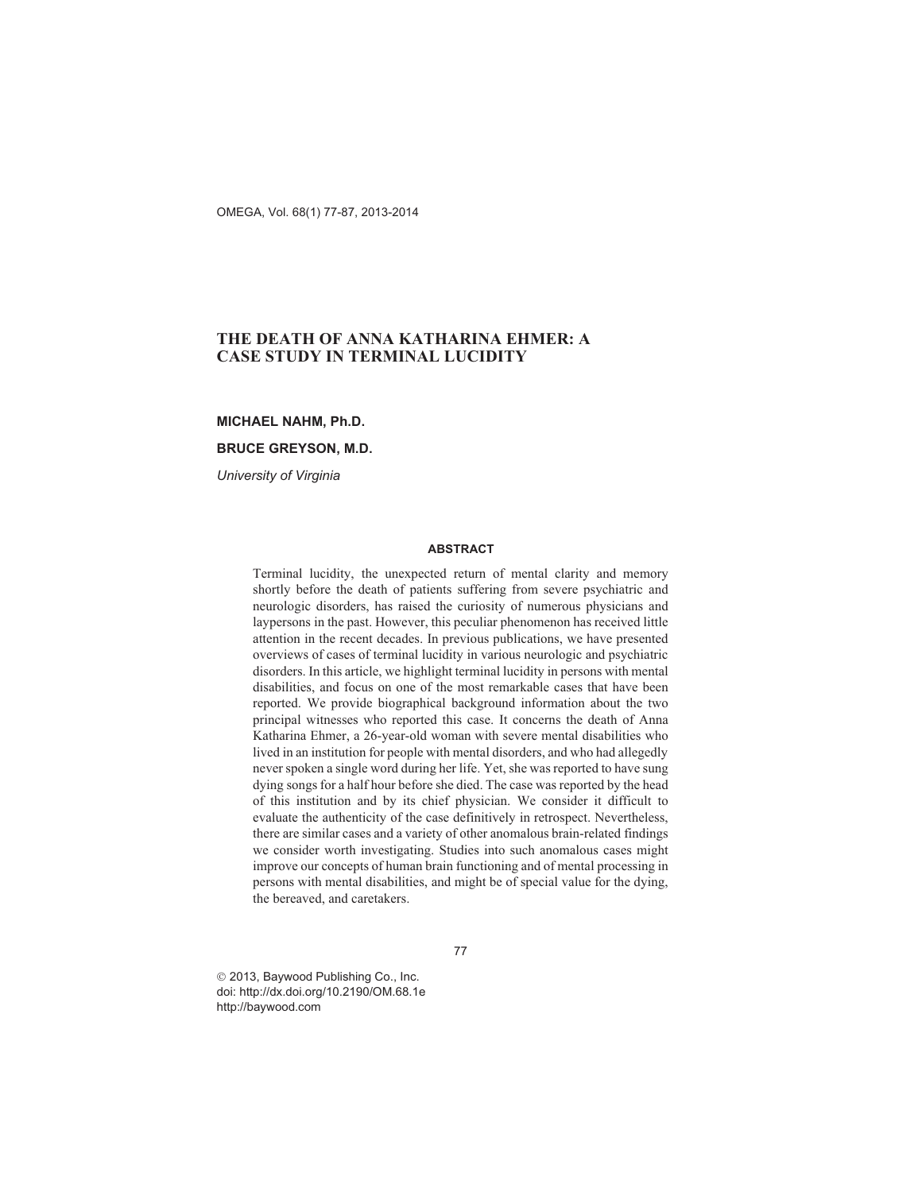# THE DEATH OF ANNA KATHARINA EHMER: A CASE STUDY IN TERMINAL LUCIDITY

**MICHAEL NAHM, Ph.D.**

**BRUCE GREYSON, M.D.**

*University of Virginia*

## ABSTRACT

Terminal lucidity, the unexpected return of mental clarity and memory shortly before the death of patients suffering from severe psychiatric and neurologic disorders, has raised the curiosity of numerous physicians and laypersons in the past. However, this peculiar phenomenon has received little attention in the recent decades. In previous publications, we have presented overviews of cases of terminal lucidity in various neurologic and psychiatric disorders. In this article, we highlight terminal lucidity in persons with mental disabilities, and focus on one of the most remarkable cases that have been reported. We provide biographical background information about the two principal witnesses who reported this case. It concerns the death of Anna Katharina Ehmer, a 26-year-old woman with severe mental disabilities who lived in an institution for people with mental disorders, and who had allegedly never spoken a single word during her life. Yet, she was reported to have sung dying songs for a half hour before she died. The case was reported by the head of this institution and by its chief physician. We consider it difficult to evaluate the authenticity of the case definitively in retrospect. Nevertheless, there are similar cases and a variety of other anomalous brain-related findings we consider worth investigating. Studies into such anomalous cases might improve our concepts of human brain functioning and of mental processing in persons with mental disabilities, and might be of special value for the dying, the bereaved, and caretakers.

© 2013, Baywood Publishing Co., Inc.
doi: http://dx.doi.org/10.2190/OM.68.1e
http://baywood.com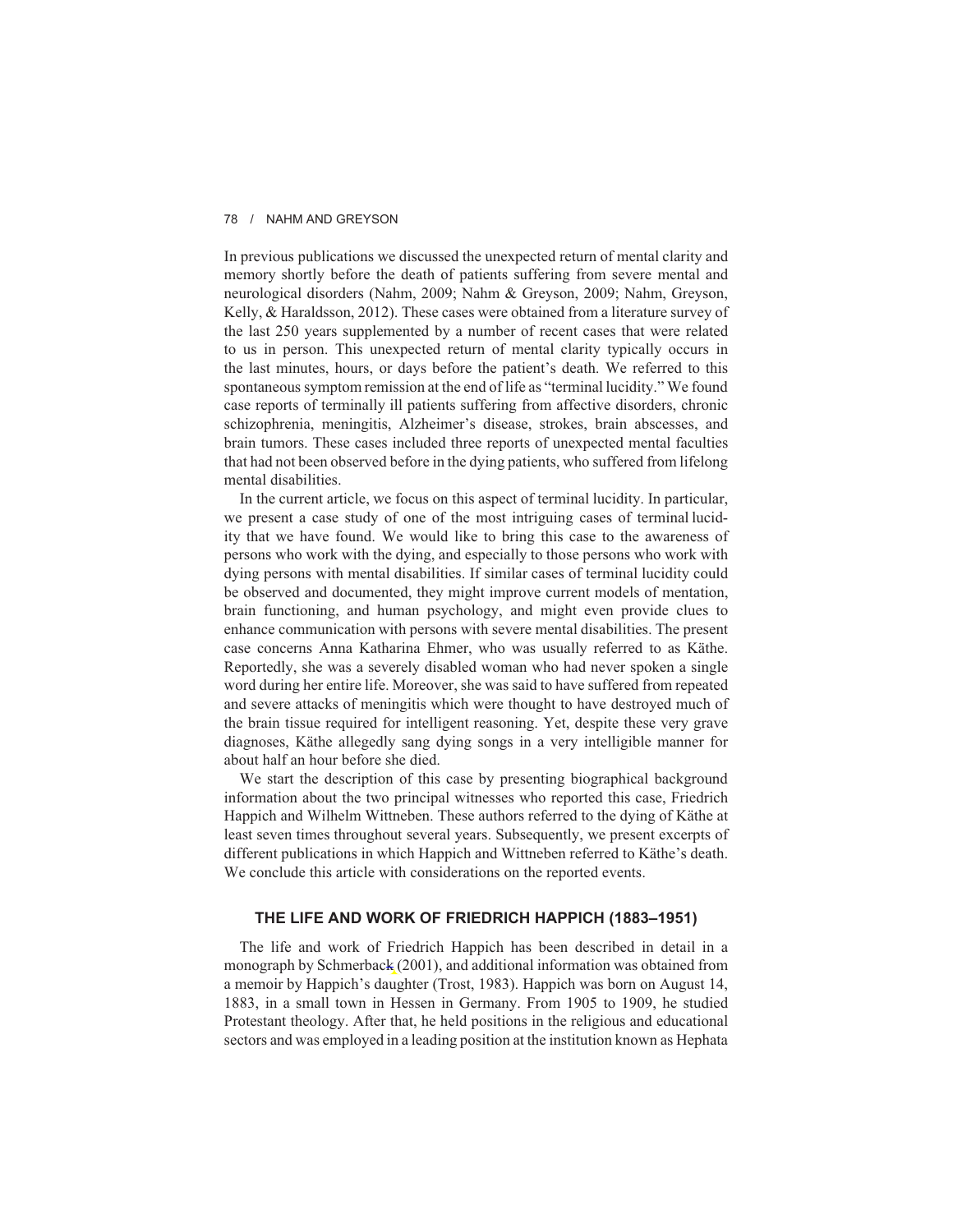In previous publications we discussed the unexpected return of mental clarity and memory shortly before the death of patients suffering from severe mental and neurological disorders (Nahm, 2009; Nahm & Greyson, 2009; Nahm, Greyson, Kelly, & Haraldsson, 2012). These cases were obtained from a literature survey of the last 250 years supplemented by a number of recent cases that were related to us in person. This unexpected return of mental clarity typically occurs in the last minutes, hours, or days before the patient's death. We referred to this spontaneous symptom remission at the end of life as "terminal lucidity." We found case reports of terminally ill patients suffering from affective disorders, chronic schizophrenia, meningitis, Alzheimer's disease, strokes, brain abscesses, and brain tumors. These cases included three reports of unexpected mental faculties that had not been observed before in the dying patients, who suffered from lifelong mental disabilities.

In the current article, we focus on this aspect of terminal lucidity. In particular, we present a case study of one of the most intriguing cases of terminal lucidity that we have found. We would like to bring this case to the awareness of persons who work with the dying, and especially to those persons who work with dying persons with mental disabilities. If similar cases of terminal lucidity could be observed and documented, they might improve current models of mentation, brain functioning, and human psychology, and might even provide clues to enhance communication with persons with severe mental disabilities. The present case concerns Anna Katharina Ehmer, who was usually referred to as Käthe. Reportedly, she was a severely disabled woman who had never spoken a single word during her entire life. Moreover, she was said to have suffered from repeated and severe attacks of meningitis which were thought to have destroyed much of the brain tissue required for intelligent reasoning. Yet, despite these very grave diagnoses, Käthe allegedly sang dying songs in a very intelligible manner for about half an hour before she died.

We start the description of this case by presenting biographical background information about the two principal witnesses who reported this case, Friedrich Happich and Wilhelm Wittneben. These authors referred to the dying of Käthe at least seven times throughout several years. Subsequently, we present excerpts of different publications in which Happich and Wittneben referred to Käthe's death. We conclude this article with considerations on the reported events.

## THE LIFE AND WORK OF FRIEDRICH HAPPICH (1883–1951)

The life and work of Friedrich Happich has been described in detail in a monograph by Schmerback (2001), and additional information was obtained from a memoir by Happich's daughter (Trost, 1983). Happich was born on August 14, 1883, in a small town in Hessen in Germany. From 1905 to 1909, he studied Protestant theology. After that, he held positions in the religious and educational sectors and was employed in a leading position at the institution known as Hephata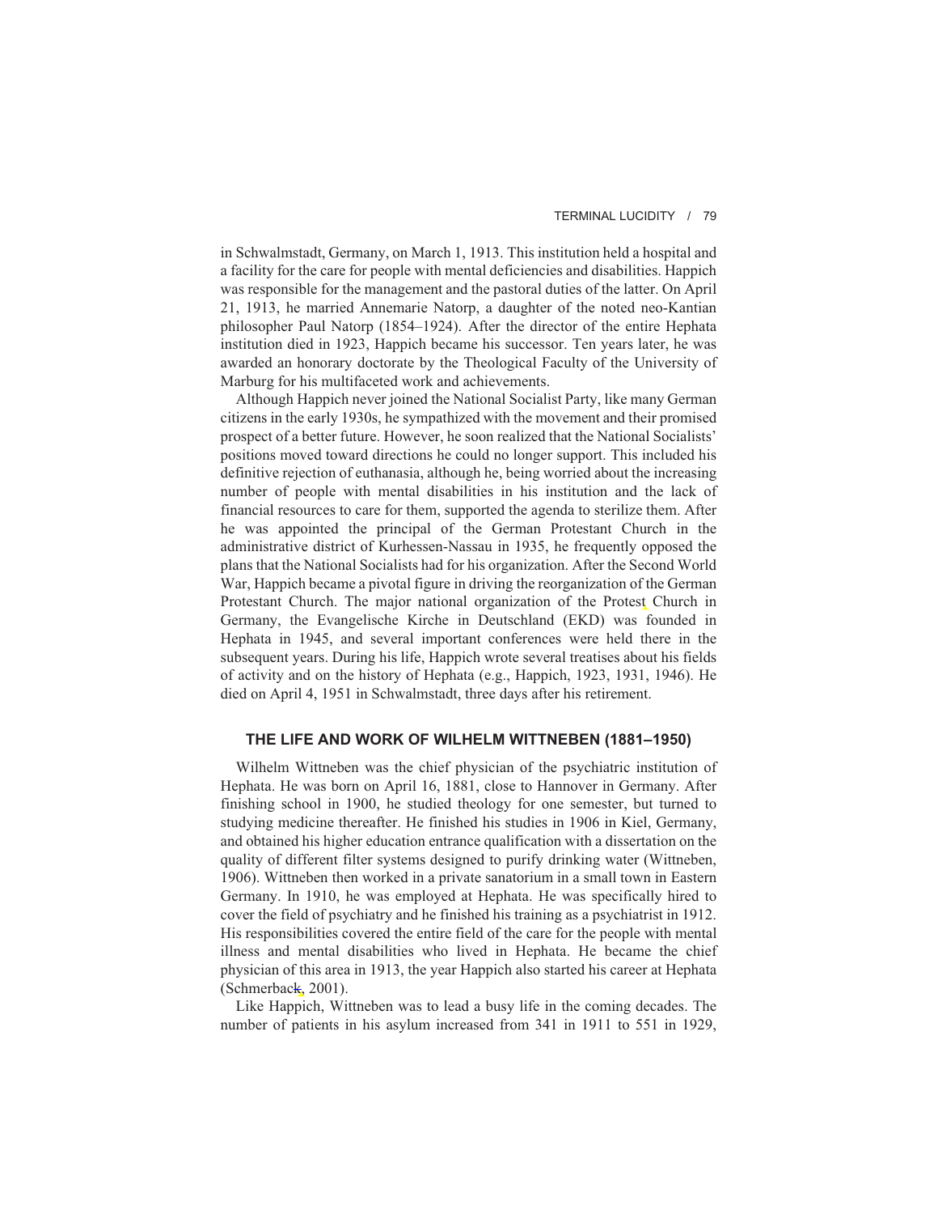in Schwalmstadt, Germany, on March 1, 1913. This institution held a hospital and a facility for the care for people with mental deficiencies and disabilities. Happich was responsible for the management and the pastoral duties of the latter. On April 21, 1913, he married Annemarie Natorp, a daughter of the noted neo-Kantian philosopher Paul Natorp (1854–1924). After the director of the entire Hephata institution died in 1923, Happich became his successor. Ten years later, he was awarded an honorary doctorate by the Theological Faculty of the University of Marburg for his multifaceted work and achievements.

Although Happich never joined the National Socialist Party, like many German citizens in the early 1930s, he sympathized with the movement and their promised prospect of a better future. However, he soon realized that the National Socialists' positions moved toward directions he could no longer support. This included his definitive rejection of euthanasia, although he, being worried about the increasing number of people with mental disabilities in his institution and the lack of financial resources to care for them, supported the agenda to sterilize them. After he was appointed the principal of the German Protestant Church in the administrative district of Kurhessen-Nassau in 1935, he frequently opposed the plans that the National Socialists had for his organization. After the Second World War, Happich became a pivotal figure in driving the reorganization of the German Protestant Church. The major national organization of the Protest Church in Germany, the Evangelische Kirche in Deutschland (EKD) was founded in Hephata in 1945, and several important conferences were held there in the subsequent years. During his life, Happich wrote several treatises about his fields of activity and on the history of Hephata (e.g., Happich, 1923, 1931, 1946). He died on April 4, 1951 in Schwalmstadt, three days after his retirement.

## THE LIFE AND WORK OF WILHELM WITTNEBEN (1881–1950)

Wilhelm Wittneben was the chief physician of the psychiatric institution of Hephata. He was born on April 16, 1881, close to Hannover in Germany. After finishing school in 1900, he studied theology for one semester, but turned to studying medicine thereafter. He finished his studies in 1906 in Kiel, Germany, and obtained his higher education entrance qualification with a dissertation on the quality of different filter systems designed to purify drinking water (Wittneben, 1906). Wittneben then worked in a private sanatorium in a small town in Eastern Germany. In 1910, he was employed at Hephata. He was specifically hired to cover the field of psychiatry and he finished his training as a psychiatrist in 1912. His responsibilities covered the entire field of the care for the people with mental illness and mental disabilities who lived in Hephata. He became the chief physician of this area in 1913, the year Happich also started his career at Hephata (Schmerback, 2001).

Like Happich, Wittneben was to lead a busy life in the coming decades. The number of patients in his asylum increased from 341 in 1911 to 551 in 1929,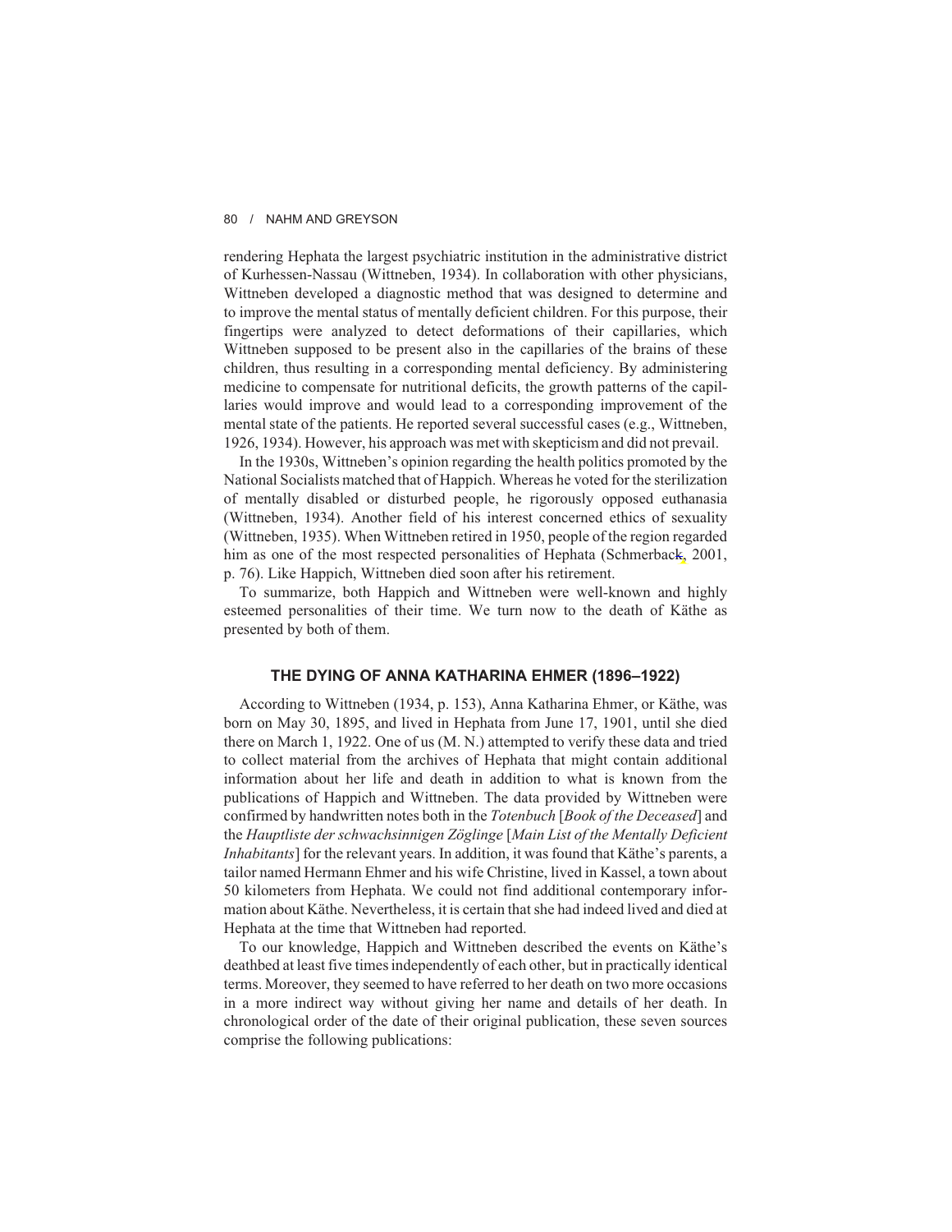rendering Hephata the largest psychiatric institution in the administrative district of Kurhessen-Nassau (Wittneben, 1934). In collaboration with other physicians, Wittneben developed a diagnostic method that was designed to determine and to improve the mental status of mentally deficient children. For this purpose, their fingertips were analyzed to detect deformations of their capillaries, which Wittneben supposed to be present also in the capillaries of the brains of these children, thus resulting in a corresponding mental deficiency. By administering medicine to compensate for nutritional deficits, the growth patterns of the capillaries would improve and would lead to a corresponding improvement of the mental state of the patients. He reported several successful cases (e.g., Wittneben, 1926, 1934). However, his approach was met with skepticism and did not prevail.

In the 1930s, Wittneben's opinion regarding the health politics promoted by the National Socialists matched that of Happich. Whereas he voted for the sterilization of mentally disabled or disturbed people, he rigorously opposed euthanasia (Wittneben, 1934). Another field of his interest concerned ethics of sexuality (Wittneben, 1935). When Wittneben retired in 1950, people of the region regarded him as one of the most respected personalities of Hephata (Schmerback, 2001, p. 76). Like Happich, Wittneben died soon after his retirement.

To summarize, both Happich and Wittneben were well-known and highly esteemed personalities of their time. We turn now to the death of Käthe as presented by both of them.

## THE DYING OF ANNA KATHARINA EHMER (1896–1922)

According to Wittneben (1934, p. 153), Anna Katharina Ehmer, or Käthe, was born on May 30, 1895, and lived in Hephata from June 17, 1901, until she died there on March 1, 1922. One of us (M. N.) attempted to verify these data and tried to collect material from the archives of Hephata that might contain additional information about her life and death in addition to what is known from the publications of Happich and Wittneben. The data provided by Wittneben were confirmed by handwritten notes both in the *Totenbuch* [*Book of the Deceased*] and the *Hauptliste der schwachsinnigen Zöglinge* [*Main List of the Mentally Deficient Inhabitants*] for the relevant years. In addition, it was found that Käthe's parents, a tailor named Hermann Ehmer and his wife Christine, lived in Kassel, a town about 50 kilometers from Hephata. We could not find additional contemporary information about Käthe. Nevertheless, it is certain that she had indeed lived and died at Hephata at the time that Wittneben had reported.

To our knowledge, Happich and Wittneben described the events on Käthe's deathbed at least five times independently of each other, but in practically identical terms. Moreover, they seemed to have referred to her death on two more occasions in a more indirect way without giving her name and details of her death. In chronological order of the date of their original publication, these seven sources comprise the following publications: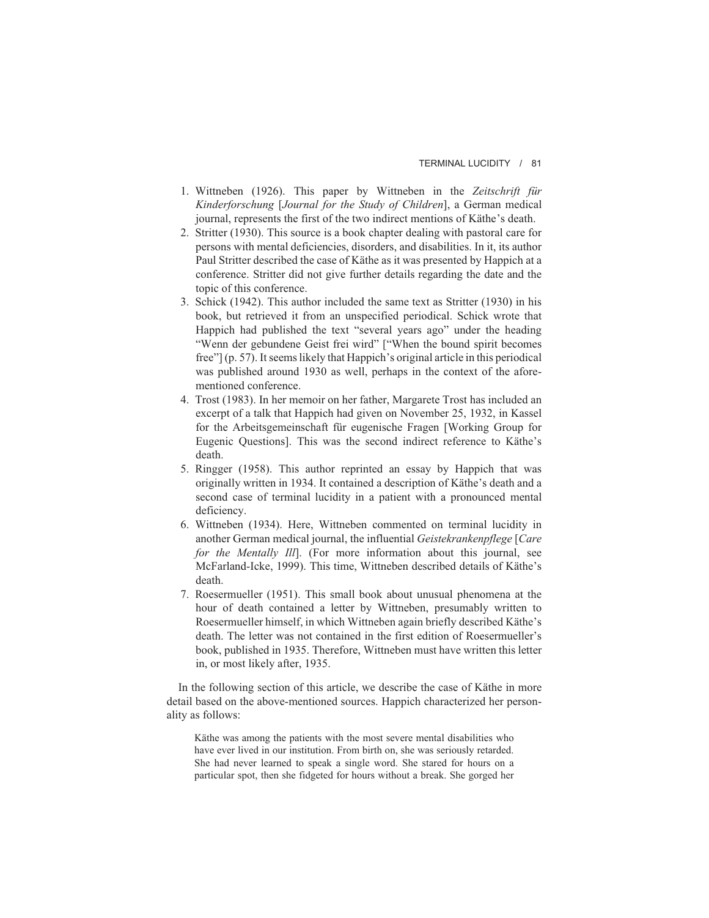1. Wittneben (1926). This paper by Wittneben in the *Zeitschrift für Kinderforschung* [*Journal for the Study of Children*], a German medical journal, represents the first of the two indirect mentions of Käthe's death.
2. Stritter (1930). This source is a book chapter dealing with pastoral care for persons with mental deficiencies, disorders, and disabilities. In it, its author Paul Stritter described the case of Käthe as it was presented by Happich at a conference. Stritter did not give further details regarding the date and the topic of this conference.
3. Schick (1942). This author included the same text as Stritter (1930) in his book, but retrieved it from an unspecified periodical. Schick wrote that Happich had published the text "several years ago" under the heading "Wenn der gebundene Geist frei wird" ["When the bound spirit becomes free"] (p. 57). It seems likely that Happich's original article in this periodical was published around 1930 as well, perhaps in the context of the aforementioned conference.
4. Trost (1983). In her memoir on her father, Margarete Trost has included an excerpt of a talk that Happich had given on November 25, 1932, in Kassel for the Arbeitsgemeinschaft für eugenische Fragen [Working Group for Eugenic Questions]. This was the second indirect reference to Käthe's death.
5. Ringger (1958). This author reprinted an essay by Happich that was originally written in 1934. It contained a description of Käthe's death and a second case of terminal lucidity in a patient with a pronounced mental deficiency.
6. Wittneben (1934). Here, Wittneben commented on terminal lucidity in another German medical journal, the influential *Geistekrankenpflege* [*Care for the Mentally Ill*]. (For more information about this journal, see McFarland-Icke, 1999). This time, Wittneben described details of Käthe's death.
7. Roesermueller (1951). This small book about unusual phenomena at the hour of death contained a letter by Wittneben, presumably written to Roesermueller himself, in which Wittneben again briefly described Käthe's death. The letter was not contained in the first edition of Roesermueller's book, published in 1935. Therefore, Wittneben must have written this letter in, or most likely after, 1935.

In the following section of this article, we describe the case of Käthe in more detail based on the above-mentioned sources. Happich characterized her personality as follows:

> Käthe was among the patients with the most severe mental disabilities who have ever lived in our institution. From birth on, she was seriously retarded. She had never learned to speak a single word. She stared for hours on a particular spot, then she fidgeted for hours without a break. She gorged her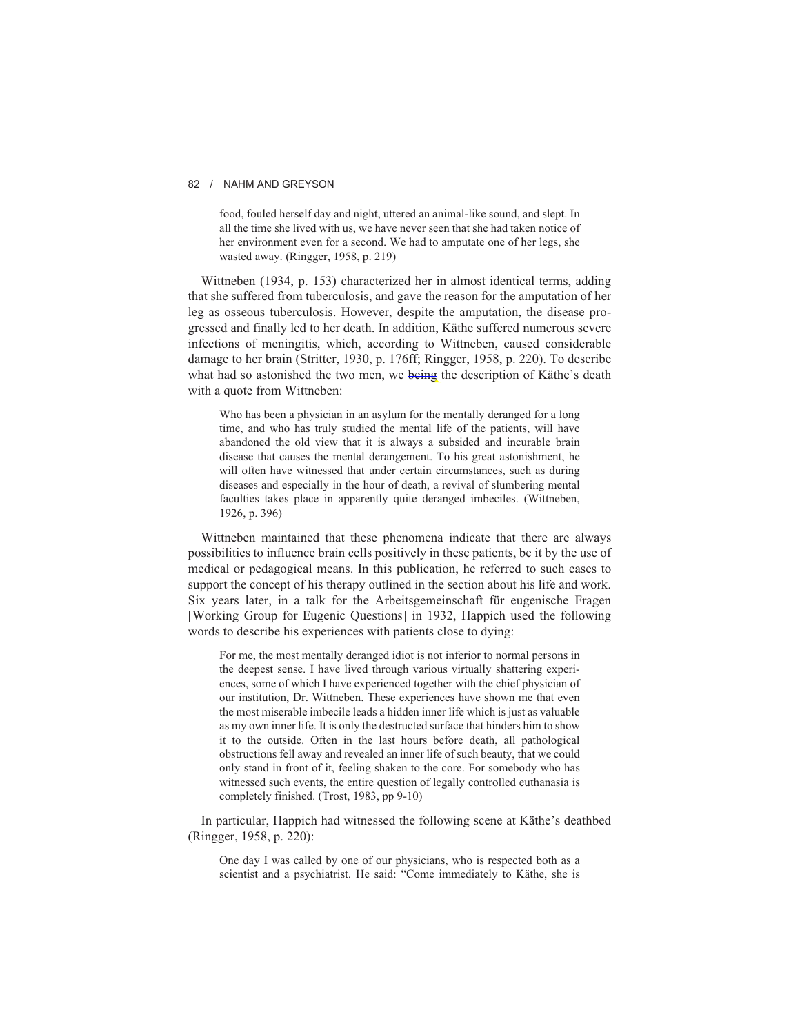food, fouled herself day and night, uttered an animal-like sound, and slept. In all the time she lived with us, we have never seen that she had taken notice of her environment even for a second. We had to amputate one of her legs, she wasted away. (Ringger, 1958, p. 219)

Wittneben (1934, p. 153) characterized her in almost identical terms, adding that she suffered from tuberculosis, and gave the reason for the amputation of her leg as osseous tuberculosis. However, despite the amputation, the disease progressed and finally led to her death. In addition, Käthe suffered numerous severe infections of meningitis, which, according to Wittneben, caused considerable damage to her brain (Stritter, 1930, p. 176ff; Ringger, 1958, p. 220). To describe what had so astonished the two men, we ~~being~~ the description of Käthe's death with a quote from Wittneben:

> Who has been a physician in an asylum for the mentally deranged for a long time, and who has truly studied the mental life of the patients, will have abandoned the old view that it is always a subsided and incurable brain disease that causes the mental derangement. To his great astonishment, he will often have witnessed that under certain circumstances, such as during diseases and especially in the hour of death, a revival of slumbering mental faculties takes place in apparently quite deranged imbeciles. (Wittneben, 1926, p. 396)

Wittneben maintained that these phenomena indicate that there are always possibilities to influence brain cells positively in these patients, be it by the use of medical or pedagogical means. In this publication, he referred to such cases to support the concept of his therapy outlined in the section about his life and work. Six years later, in a talk for the Arbeitsgemeinschaft für eugenische Fragen [Working Group for Eugenic Questions] in 1932, Happich used the following words to describe his experiences with patients close to dying:

> For me, the most mentally deranged idiot is not inferior to normal persons in the deepest sense. I have lived through various virtually shattering experiences, some of which I have experienced together with the chief physician of our institution, Dr. Wittneben. These experiences have shown me that even the most miserable imbecile leads a hidden inner life which is just as valuable as my own inner life. It is only the destructed surface that hinders him to show it to the outside. Often in the last hours before death, all pathological obstructions fell away and revealed an inner life of such beauty, that we could only stand in front of it, feeling shaken to the core. For somebody who has witnessed such events, the entire question of legally controlled euthanasia is completely finished. (Trost, 1983, pp 9-10)

In particular, Happich had witnessed the following scene at Käthe's deathbed (Ringger, 1958, p. 220):

> One day I was called by one of our physicians, who is respected both as a scientist and a psychiatrist. He said: "Come immediately to Käthe, she is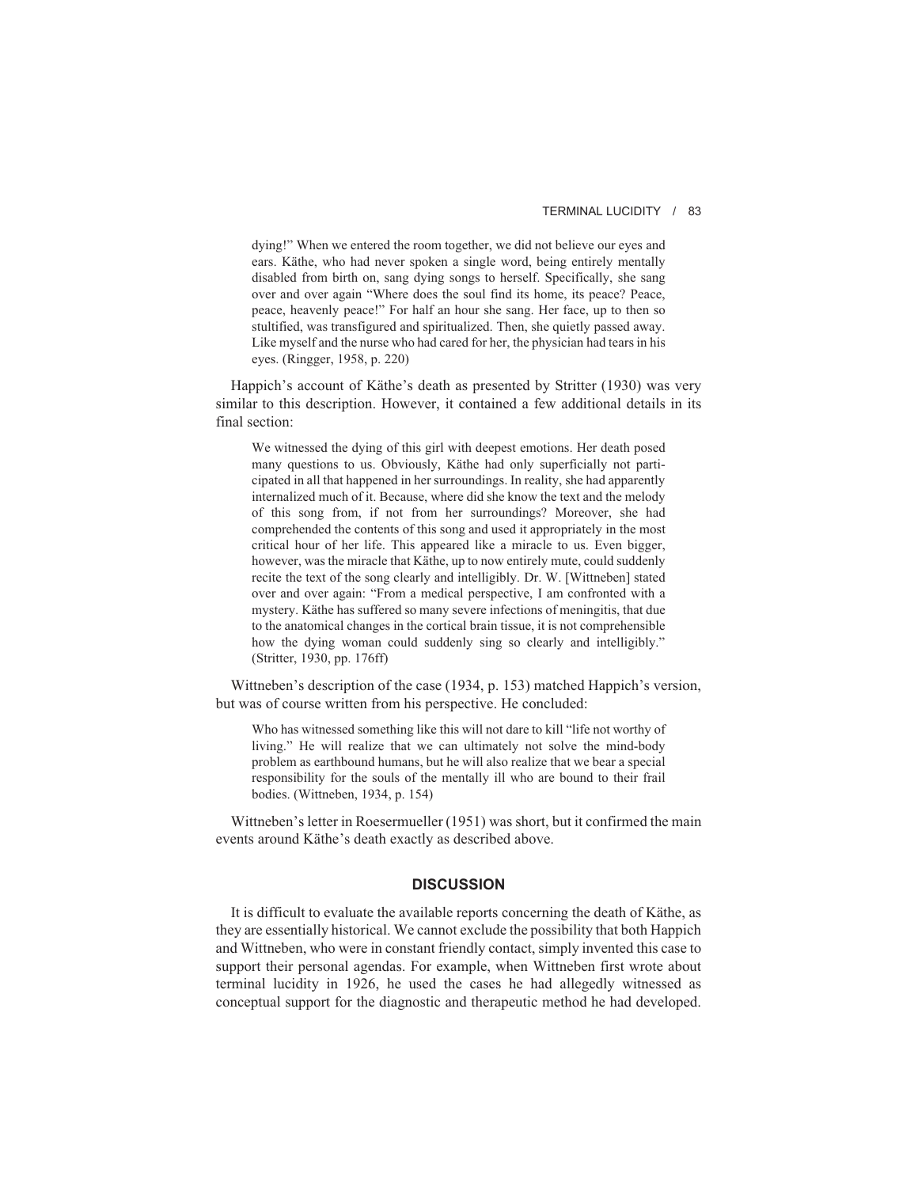> dying!" When we entered the room together, we did not believe our eyes and ears. Käthe, who had never spoken a single word, being entirely mentally disabled from birth on, sang dying songs to herself. Specifically, she sang over and over again "Where does the soul find its home, its peace? Peace, peace, heavenly peace!" For half an hour she sang. Her face, up to then so stultified, was transfigured and spiritualized. Then, she quietly passed away. Like myself and the nurse who had cared for her, the physician had tears in his eyes. (Ringger, 1958, p. 220)

Happich's account of Käthe's death as presented by Stritter (1930) was very similar to this description. However, it contained a few additional details in its final section:

> We witnessed the dying of this girl with deepest emotions. Her death posed many questions to us. Obviously, Käthe had only superficially not participated in all that happened in her surroundings. In reality, she had apparently internalized much of it. Because, where did she know the text and the melody of this song from, if not from her surroundings? Moreover, she had comprehended the contents of this song and used it appropriately in the most critical hour of her life. This appeared like a miracle to us. Even bigger, however, was the miracle that Käthe, up to now entirely mute, could suddenly recite the text of the song clearly and intelligibly. Dr. W. [Wittneben] stated over and over again: "From a medical perspective, I am confronted with a mystery. Käthe has suffered so many severe infections of meningitis, that due to the anatomical changes in the cortical brain tissue, it is not comprehensible how the dying woman could suddenly sing so clearly and intelligibly." (Stritter, 1930, pp. 176ff)

Wittneben's description of the case (1934, p. 153) matched Happich's version, but was of course written from his perspective. He concluded:

> Who has witnessed something like this will not dare to kill "life not worthy of living." He will realize that we can ultimately not solve the mind-body problem as earthbound humans, but he will also realize that we bear a special responsibility for the souls of the mentally ill who are bound to their frail bodies. (Wittneben, 1934, p. 154)

Wittneben's letter in Roesermueller (1951) was short, but it confirmed the main events around Käthe's death exactly as described above.

## DISCUSSION

It is difficult to evaluate the available reports concerning the death of Käthe, as they are essentially historical. We cannot exclude the possibility that both Happich and Wittneben, who were in constant friendly contact, simply invented this case to support their personal agendas. For example, when Wittneben first wrote about terminal lucidity in 1926, he used the cases he had allegedly witnessed as conceptual support for the diagnostic and therapeutic method he had developed.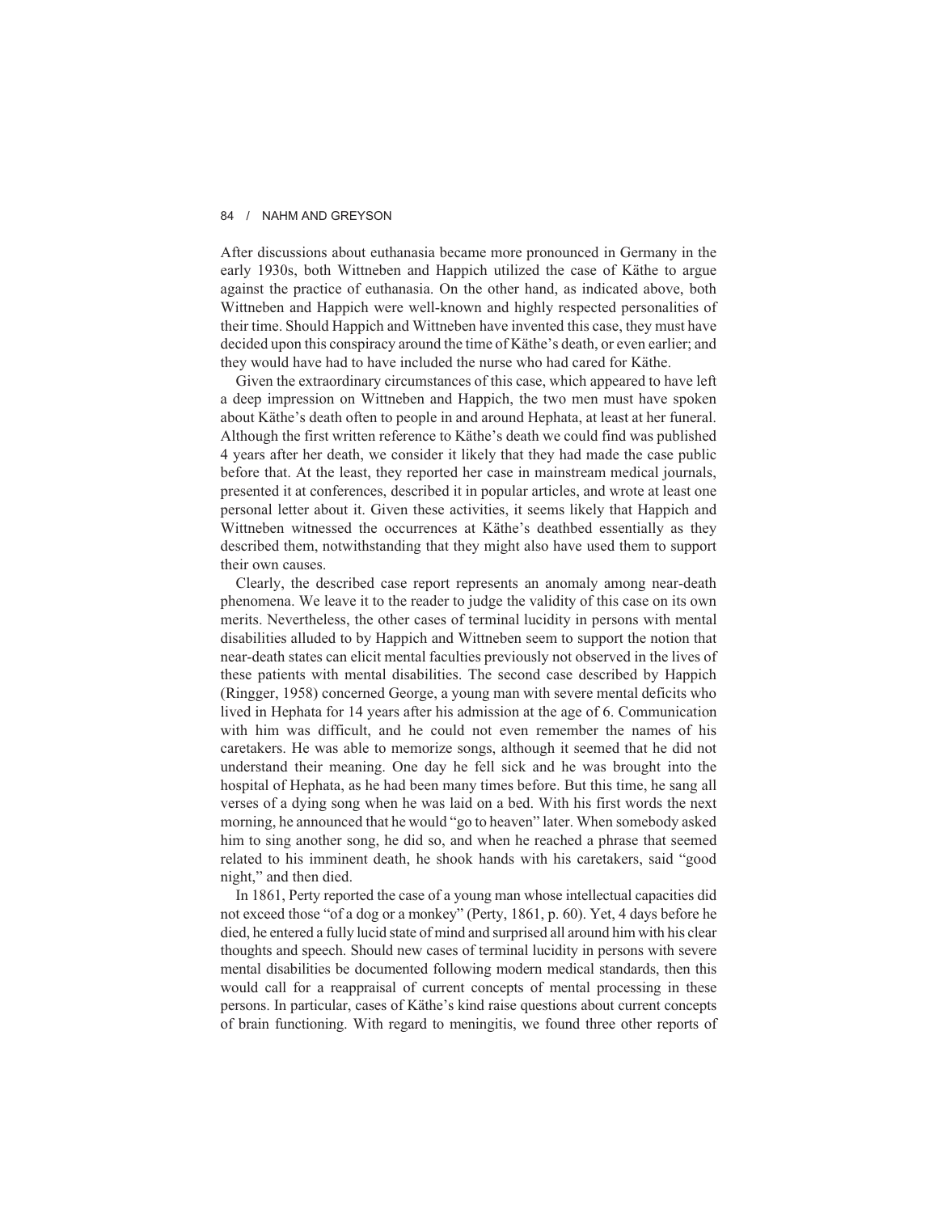After discussions about euthanasia became more pronounced in Germany in the early 1930s, both Wittneben and Happich utilized the case of Käthe to argue against the practice of euthanasia. On the other hand, as indicated above, both Wittneben and Happich were well-known and highly respected personalities of their time. Should Happich and Wittneben have invented this case, they must have decided upon this conspiracy around the time of Käthe's death, or even earlier; and they would have had to have included the nurse who had cared for Käthe.

Given the extraordinary circumstances of this case, which appeared to have left a deep impression on Wittneben and Happich, the two men must have spoken about Käthe's death often to people in and around Hephata, at least at her funeral. Although the first written reference to Käthe's death we could find was published 4 years after her death, we consider it likely that they had made the case public before that. At the least, they reported her case in mainstream medical journals, presented it at conferences, described it in popular articles, and wrote at least one personal letter about it. Given these activities, it seems likely that Happich and Wittneben witnessed the occurrences at Käthe's deathbed essentially as they described them, notwithstanding that they might also have used them to support their own causes.

Clearly, the described case report represents an anomaly among near-death phenomena. We leave it to the reader to judge the validity of this case on its own merits. Nevertheless, the other cases of terminal lucidity in persons with mental disabilities alluded to by Happich and Wittneben seem to support the notion that near-death states can elicit mental faculties previously not observed in the lives of these patients with mental disabilities. The second case described by Happich (Ringger, 1958) concerned George, a young man with severe mental deficits who lived in Hephata for 14 years after his admission at the age of 6. Communication with him was difficult, and he could not even remember the names of his caretakers. He was able to memorize songs, although it seemed that he did not understand their meaning. One day he fell sick and he was brought into the hospital of Hephata, as he had been many times before. But this time, he sang all verses of a dying song when he was laid on a bed. With his first words the next morning, he announced that he would "go to heaven" later. When somebody asked him to sing another song, he did so, and when he reached a phrase that seemed related to his imminent death, he shook hands with his caretakers, said "good night," and then died.

In 1861, Perty reported the case of a young man whose intellectual capacities did not exceed those "of a dog or a monkey" (Perty, 1861, p. 60). Yet, 4 days before he died, he entered a fully lucid state of mind and surprised all around him with his clear thoughts and speech. Should new cases of terminal lucidity in persons with severe mental disabilities be documented following modern medical standards, then this would call for a reappraisal of current concepts of mental processing in these persons. In particular, cases of Käthe's kind raise questions about current concepts of brain functioning. With regard to meningitis, we found three other reports of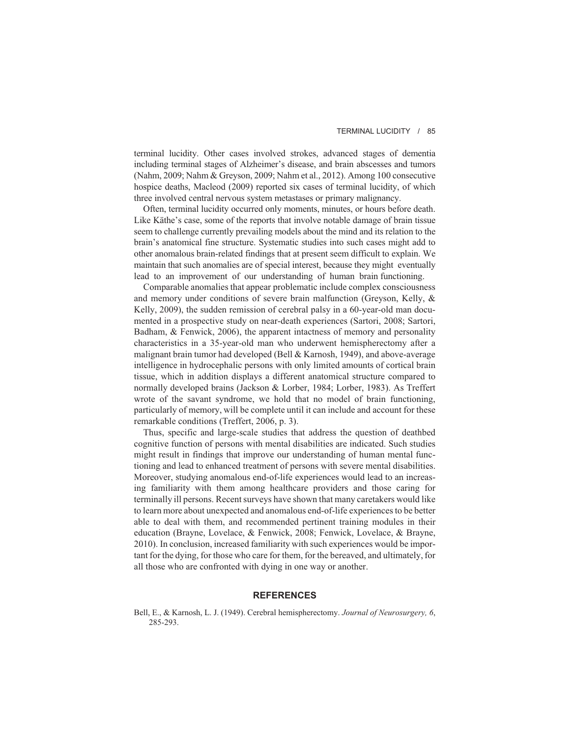terminal lucidity. Other cases involved strokes, advanced stages of dementia including terminal stages of Alzheimer's disease, and brain abscesses and tumors (Nahm, 2009; Nahm & Greyson, 2009; Nahm et al., 2012). Among 100 consecutive hospice deaths, Macleod (2009) reported six cases of terminal lucidity, of which three involved central nervous system metastases or primary malignancy.

Often, terminal lucidity occurred only moments, minutes, or hours before death. Like Käthe's case, some of the reports that involve notable damage of brain tissue seem to challenge currently prevailing models about the mind and its relation to the brain's anatomical fine structure. Systematic studies into such cases might add to other anomalous brain-related findings that at present seem difficult to explain. We maintain that such anomalies are of special interest, because they might eventually lead to an improvement of our understanding of human brain functioning.

Comparable anomalies that appear problematic include complex consciousness and memory under conditions of severe brain malfunction (Greyson, Kelly, & Kelly, 2009), the sudden remission of cerebral palsy in a 60-year-old man documented in a prospective study on near-death experiences (Sartori, 2008; Sartori, Badham, & Fenwick, 2006), the apparent intactness of memory and personality characteristics in a 35-year-old man who underwent hemispherectomy after a malignant brain tumor had developed (Bell & Karnosh, 1949), and above-average intelligence in hydrocephalic persons with only limited amounts of cortical brain tissue, which in addition displays a different anatomical structure compared to normally developed brains (Jackson & Lorber, 1984; Lorber, 1983). As Treffert wrote of the savant syndrome, we hold that no model of brain functioning, particularly of memory, will be complete until it can include and account for these remarkable conditions (Treffert, 2006, p. 3).

Thus, specific and large-scale studies that address the question of deathbed cognitive function of persons with mental disabilities are indicated. Such studies might result in findings that improve our understanding of human mental functioning and lead to enhanced treatment of persons with severe mental disabilities. Moreover, studying anomalous end-of-life experiences would lead to an increasing familiarity with them among healthcare providers and those caring for terminally ill persons. Recent surveys have shown that many caretakers would like to learn more about unexpected and anomalous end-of-life experiences to be better able to deal with them, and recommended pertinent training modules in their education (Brayne, Lovelace, & Fenwick, 2008; Fenwick, Lovelace, & Brayne, 2010). In conclusion, increased familiarity with such experiences would be important for the dying, for those who care for them, for the bereaved, and ultimately, for all those who are confronted with dying in one way or another.

## REFERENCES

Bell, E., & Karnosh, L. J. (1949). Cerebral hemispherectomy. *Journal of Neurosurgery, 6*, 285-293.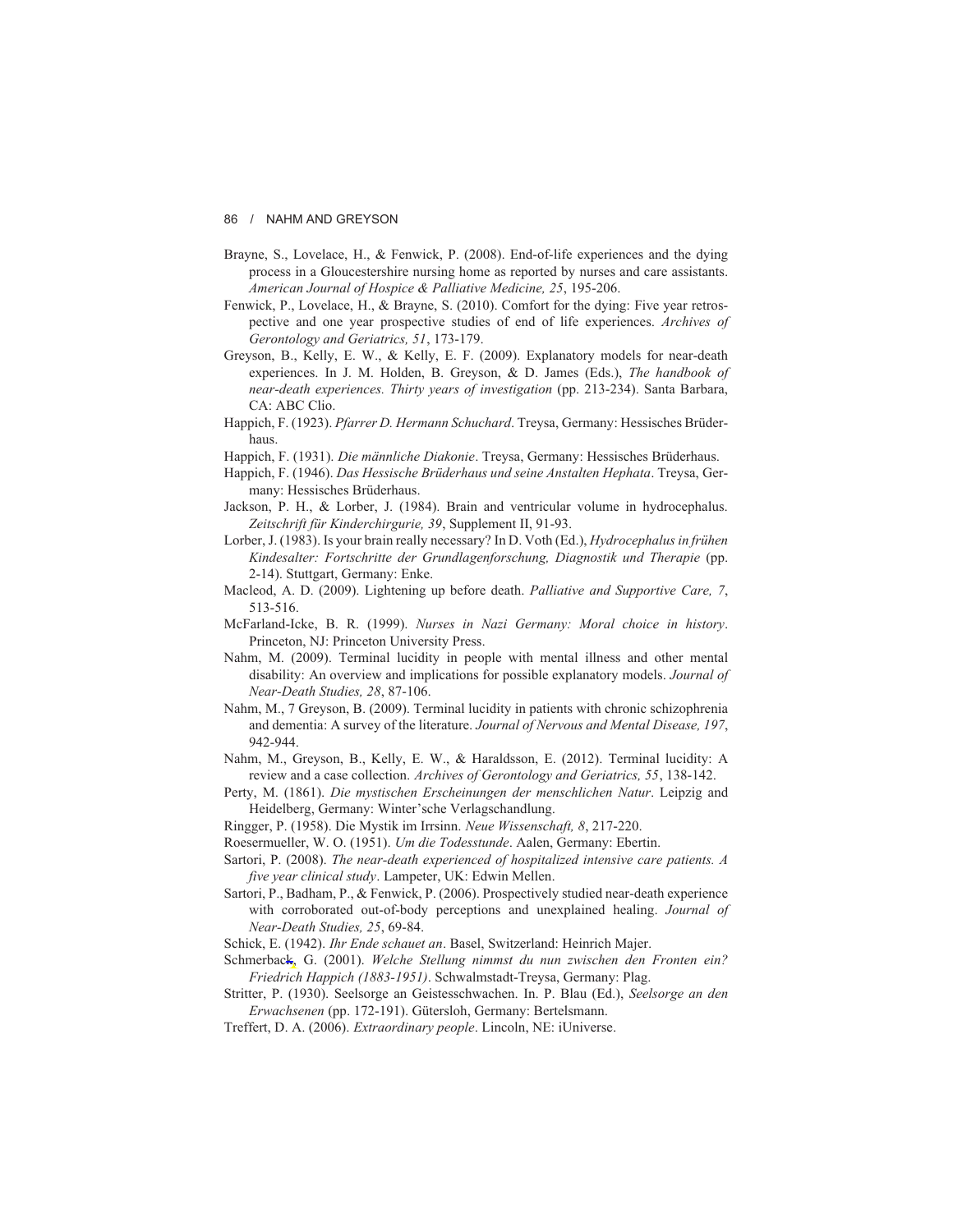Brayne, S., Lovelace, H., & Fenwick, P. (2008). End-of-life experiences and the dying process in a Gloucestershire nursing home as reported by nurses and care assistants. *American Journal of Hospice & Palliative Medicine, 25*, 195-206.

Fenwick, P., Lovelace, H., & Brayne, S. (2010). Comfort for the dying: Five year retrospective and one year prospective studies of end of life experiences. *Archives of Gerontology and Geriatrics, 51*, 173-179.

Greyson, B., Kelly, E. W., & Kelly, E. F. (2009). Explanatory models for near-death experiences. In J. M. Holden, B. Greyson, & D. James (Eds.), *The handbook of near-death experiences. Thirty years of investigation* (pp. 213-234). Santa Barbara, CA: ABC Clio.

Happich, F. (1923). *Pfarrer D. Hermann Schuchard*. Treysa, Germany: Hessisches Brüderhaus.

Happich, F. (1931). *Die männliche Diakonie*. Treysa, Germany: Hessisches Brüderhaus.

Happich, F. (1946). *Das Hessische Brüderhaus und seine Anstalten Hephata*. Treysa, Germany: Hessisches Brüderhaus.

Jackson, P. H., & Lorber, J. (1984). Brain and ventricular volume in hydrocephalus. *Zeitschrift für Kinderchirgurie, 39*, Supplement II, 91-93.

Lorber, J. (1983). Is your brain really necessary? In D. Voth (Ed.), *Hydrocephalus in frühen Kindesalter: Fortschritte der Grundlagenforschung, Diagnostik und Therapie* (pp. 2-14). Stuttgart, Germany: Enke.

Macleod, A. D. (2009). Lightening up before death. *Palliative and Supportive Care, 7*, 513-516.

McFarland-Icke, B. R. (1999). *Nurses in Nazi Germany: Moral choice in history*. Princeton, NJ: Princeton University Press.

Nahm, M. (2009). Terminal lucidity in people with mental illness and other mental disability: An overview and implications for possible explanatory models. *Journal of Near-Death Studies, 28*, 87-106.

Nahm, M., 7 Greyson, B. (2009). Terminal lucidity in patients with chronic schizophrenia and dementia: A survey of the literature. *Journal of Nervous and Mental Disease, 197*, 942-944.

Nahm, M., Greyson, B., Kelly, E. W., & Haraldsson, E. (2012). Terminal lucidity: A review and a case collection. *Archives of Gerontology and Geriatrics, 55*, 138-142.

Perty, M. (1861). *Die mystischen Erscheinungen der menschlichen Natur*. Leipzig and Heidelberg, Germany: Winter'sche Verlagschandlung.

Ringger, P. (1958). Die Mystik im Irrsinn. *Neue Wissenschaft, 8*, 217-220.

Roesermueller, W. O. (1951). *Um die Todesstunde*. Aalen, Germany: Ebertin.

Sartori, P. (2008). *The near-death experienced of hospitalized intensive care patients. A five year clinical study*. Lampeter, UK: Edwin Mellen.

Sartori, P., Badham, P., & Fenwick, P. (2006). Prospectively studied near-death experience with corroborated out-of-body perceptions and unexplained healing. *Journal of Near-Death Studies, 25*, 69-84.

Schick, E. (1942). *Ihr Ende schauet an*. Basel, Switzerland: Heinrich Majer.

Schmerback, G. (2001). *Welche Stellung nimmst du nun zwischen den Fronten ein? Friedrich Happich (1883-1951)*. Schwalmstadt-Treysa, Germany: Plag.

Stritter, P. (1930). Seelsorge an Geistesschwachen. In. P. Blau (Ed.), *Seelsorge an den Erwachsenen* (pp. 172-191). Gütersloh, Germany: Bertelsmann.

Treffert, D. A. (2006). *Extraordinary people*. Lincoln, NE: iUniverse.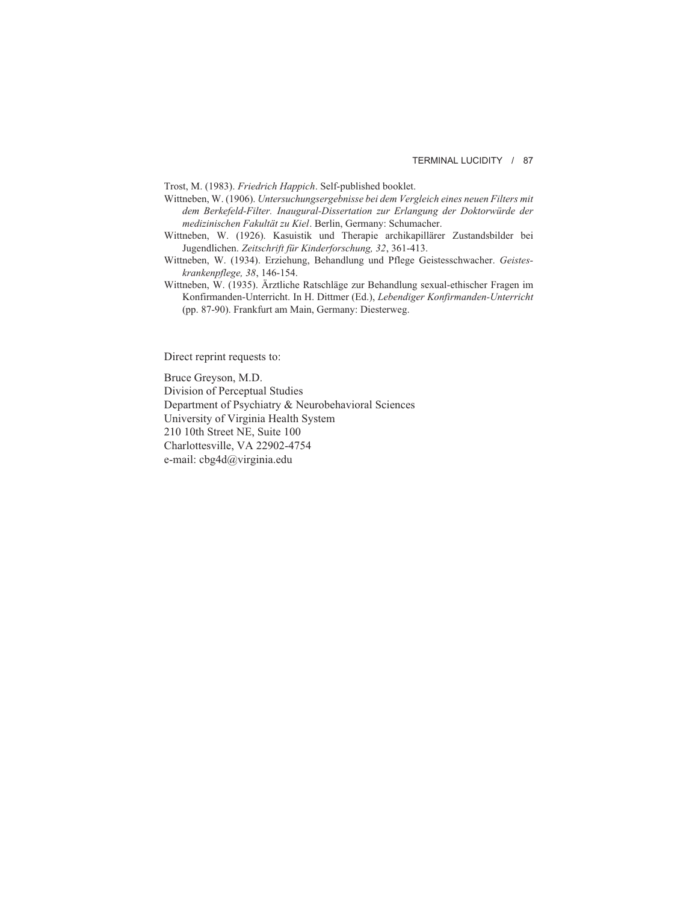Trost, M. (1983). *Friedrich Happich*. Self-published booklet.

Wittneben, W. (1906). *Untersuchungsergebnisse bei dem Vergleich eines neuen Filters mit dem Berkefeld-Filter. Inaugural-Dissertation zur Erlangung der Doktorwürde der medizinischen Fakultät zu Kiel*. Berlin, Germany: Schumacher.

Wittneben, W. (1926). Kasuistik und Therapie archikapillärer Zustandsbilder bei Jugendlichen. *Zeitschrift für Kinderforschung, 32*, 361-413.

Wittneben, W. (1934). Erziehung, Behandlung und Pflege Geistesschwacher. *Geisteskrankenpflege, 38*, 146-154.

Wittneben, W. (1935). Ärztliche Ratschläge zur Behandlung sexual-ethischer Fragen im Konfirmanden-Unterricht. In H. Dittmer (Ed.), *Lebendiger Konfirmanden-Unterricht* (pp. 87-90). Frankfurt am Main, Germany: Diesterweg.

Direct reprint requests to:

Bruce Greyson, M.D.
Division of Perceptual Studies
Department of Psychiatry & Neurobehavioral Sciences
University of Virginia Health System
210 10th Street NE, Suite 100
Charlottesville, VA 22902-4754
e-mail: cbg4d@virginia.edu